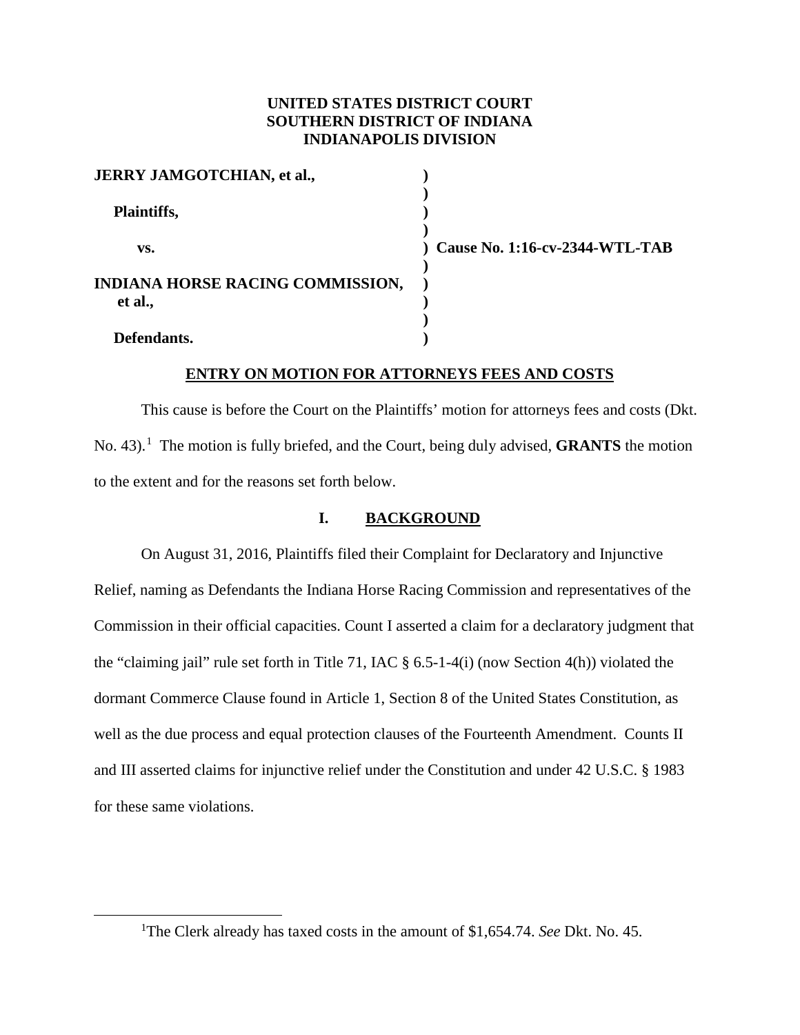**UNITED STATES DISTRICT COURT**
**SOUTHERN DISTRICT OF INDIANA**
**INDIANAPOLIS DIVISION**

| | | |
|---|---|---|
| **JERRY JAMGOTCHIAN, et al.,** | ) | |
| | ) | |
| **Plaintiffs,** | ) | |
| | ) | |
| **vs.** | ) | **Cause No. 1:16-cv-2344-WTL-TAB** |
| | ) | |
| **INDIANA HORSE RACING COMMISSION, et al.,** | ) | |
| | ) | |
| **Defendants.** | ) | |

**ENTRY ON MOTION FOR ATTORNEYS FEES AND COSTS**

This cause is before the Court on the Plaintiffs' motion for attorneys fees and costs (Dkt. No. 43).[1] The motion is fully briefed, and the Court, being duly advised, **GRANTS** the motion to the extent and for the reasons set forth below.

## I. BACKGROUND

On August 31, 2016, Plaintiffs filed their Complaint for Declaratory and Injunctive Relief, naming as Defendants the Indiana Horse Racing Commission and representatives of the Commission in their official capacities. Count I asserted a claim for a declaratory judgment that the "claiming jail" rule set forth in Title 71, IAC § 6.5-1-4(i) (now Section 4(h)) violated the dormant Commerce Clause found in Article 1, Section 8 of the United States Constitution, as well as the due process and equal protection clauses of the Fourteenth Amendment. Counts II and III asserted claims for injunctive relief under the Constitution and under 42 U.S.C. § 1983 for these same violations.

[1] The Clerk already has taxed costs in the amount of $1,654.74. *See* Dkt. No. 45.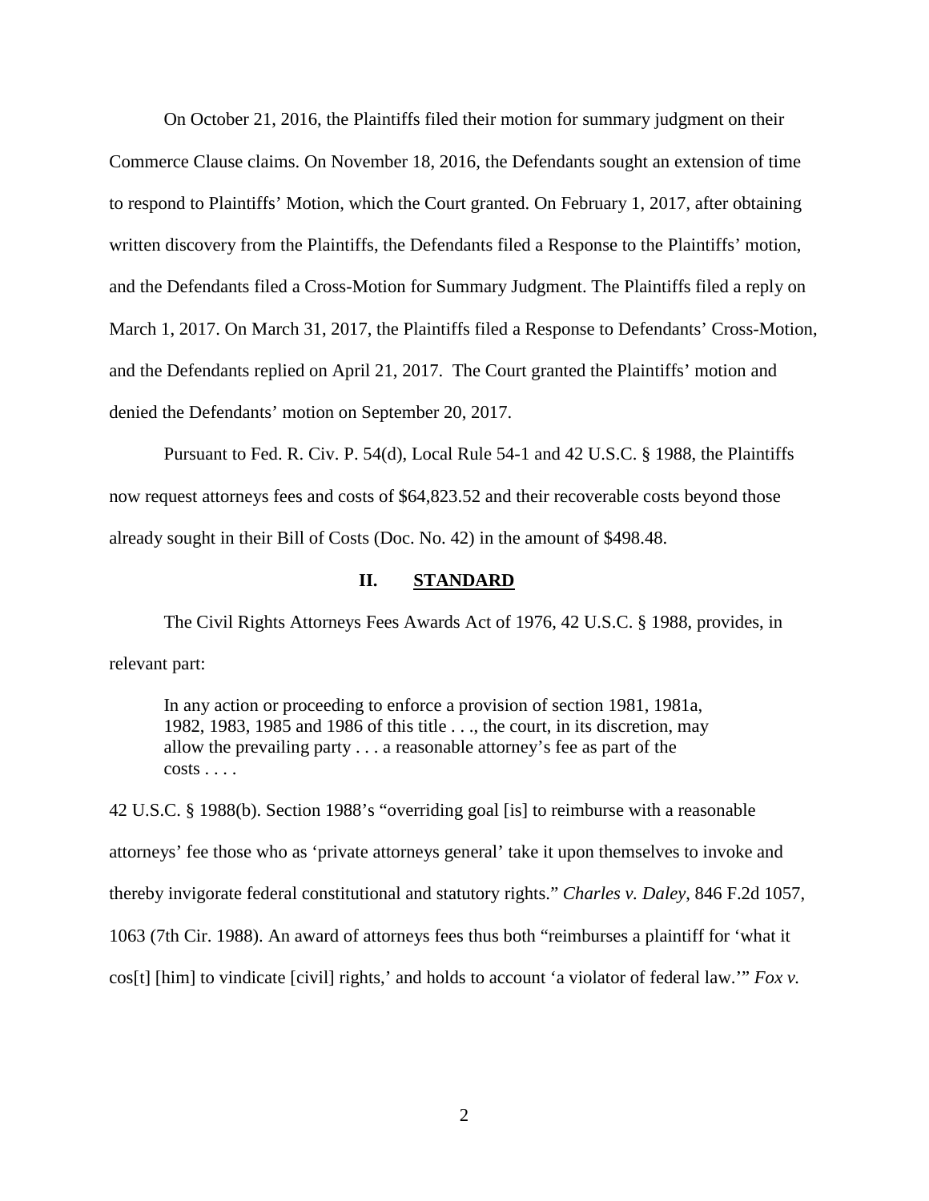On October 21, 2016, the Plaintiffs filed their motion for summary judgment on their Commerce Clause claims. On November 18, 2016, the Defendants sought an extension of time to respond to Plaintiffs' Motion, which the Court granted. On February 1, 2017, after obtaining written discovery from the Plaintiffs, the Defendants filed a Response to the Plaintiffs' motion, and the Defendants filed a Cross-Motion for Summary Judgment. The Plaintiffs filed a reply on March 1, 2017. On March 31, 2017, the Plaintiffs filed a Response to Defendants' Cross-Motion, and the Defendants replied on April 21, 2017. The Court granted the Plaintiffs' motion and denied the Defendants' motion on September 20, 2017.

Pursuant to Fed. R. Civ. P. 54(d), Local Rule 54-1 and 42 U.S.C. § 1988, the Plaintiffs now request attorneys fees and costs of $64,823.52 and their recoverable costs beyond those already sought in their Bill of Costs (Doc. No. 42) in the amount of $498.48.

## II. STANDARD

The Civil Rights Attorneys Fees Awards Act of 1976, 42 U.S.C. § 1988, provides, in relevant part:

> In any action or proceeding to enforce a provision of section 1981, 1981a, 1982, 1983, 1985 and 1986 of this title . . ., the court, in its discretion, may allow the prevailing party . . . a reasonable attorney's fee as part of the costs . . . .

42 U.S.C. § 1988(b). Section 1988's "overriding goal [is] to reimburse with a reasonable attorneys' fee those who as 'private attorneys general' take it upon themselves to invoke and thereby invigorate federal constitutional and statutory rights." *Charles v. Daley*, 846 F.2d 1057, 1063 (7th Cir. 1988). An award of attorneys fees thus both "reimburses a plaintiff for 'what it cos[t] [him] to vindicate [civil] rights,' and holds to account 'a violator of federal law.'" *Fox v.*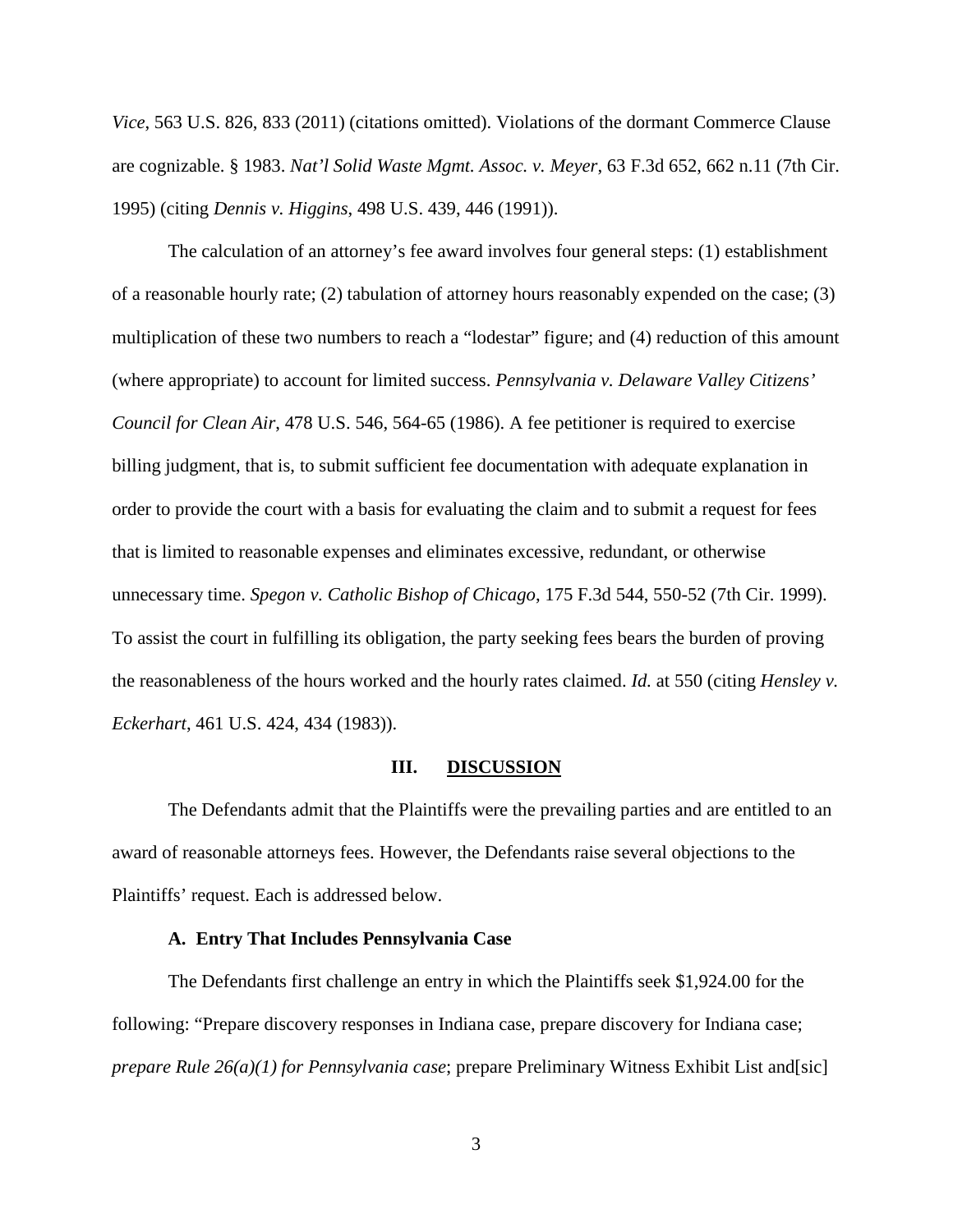*Vice*, 563 U.S. 826, 833 (2011) (citations omitted). Violations of the dormant Commerce Clause are cognizable. § 1983. *Nat'l Solid Waste Mgmt. Assoc. v. Meyer*, 63 F.3d 652, 662 n.11 (7th Cir. 1995) (citing *Dennis v. Higgins*, 498 U.S. 439, 446 (1991)).

The calculation of an attorney's fee award involves four general steps: (1) establishment of a reasonable hourly rate; (2) tabulation of attorney hours reasonably expended on the case; (3) multiplication of these two numbers to reach a "lodestar" figure; and (4) reduction of this amount (where appropriate) to account for limited success. *Pennsylvania v. Delaware Valley Citizens' Council for Clean Air*, 478 U.S. 546, 564-65 (1986). A fee petitioner is required to exercise billing judgment, that is, to submit sufficient fee documentation with adequate explanation in order to provide the court with a basis for evaluating the claim and to submit a request for fees that is limited to reasonable expenses and eliminates excessive, redundant, or otherwise unnecessary time. *Spegon v. Catholic Bishop of Chicago*, 175 F.3d 544, 550-52 (7th Cir. 1999). To assist the court in fulfilling its obligation, the party seeking fees bears the burden of proving the reasonableness of the hours worked and the hourly rates claimed. *Id.* at 550 (citing *Hensley v. Eckerhart*, 461 U.S. 424, 434 (1983)).

## III. DISCUSSION

The Defendants admit that the Plaintiffs were the prevailing parties and are entitled to an award of reasonable attorneys fees. However, the Defendants raise several objections to the Plaintiffs' request. Each is addressed below.

### A. Entry That Includes Pennsylvania Case

The Defendants first challenge an entry in which the Plaintiffs seek $1,924.00 for the following: "Prepare discovery responses in Indiana case, prepare discovery for Indiana case; *prepare Rule 26(a)(1) for Pennsylvania case*; prepare Preliminary Witness Exhibit List and[sic]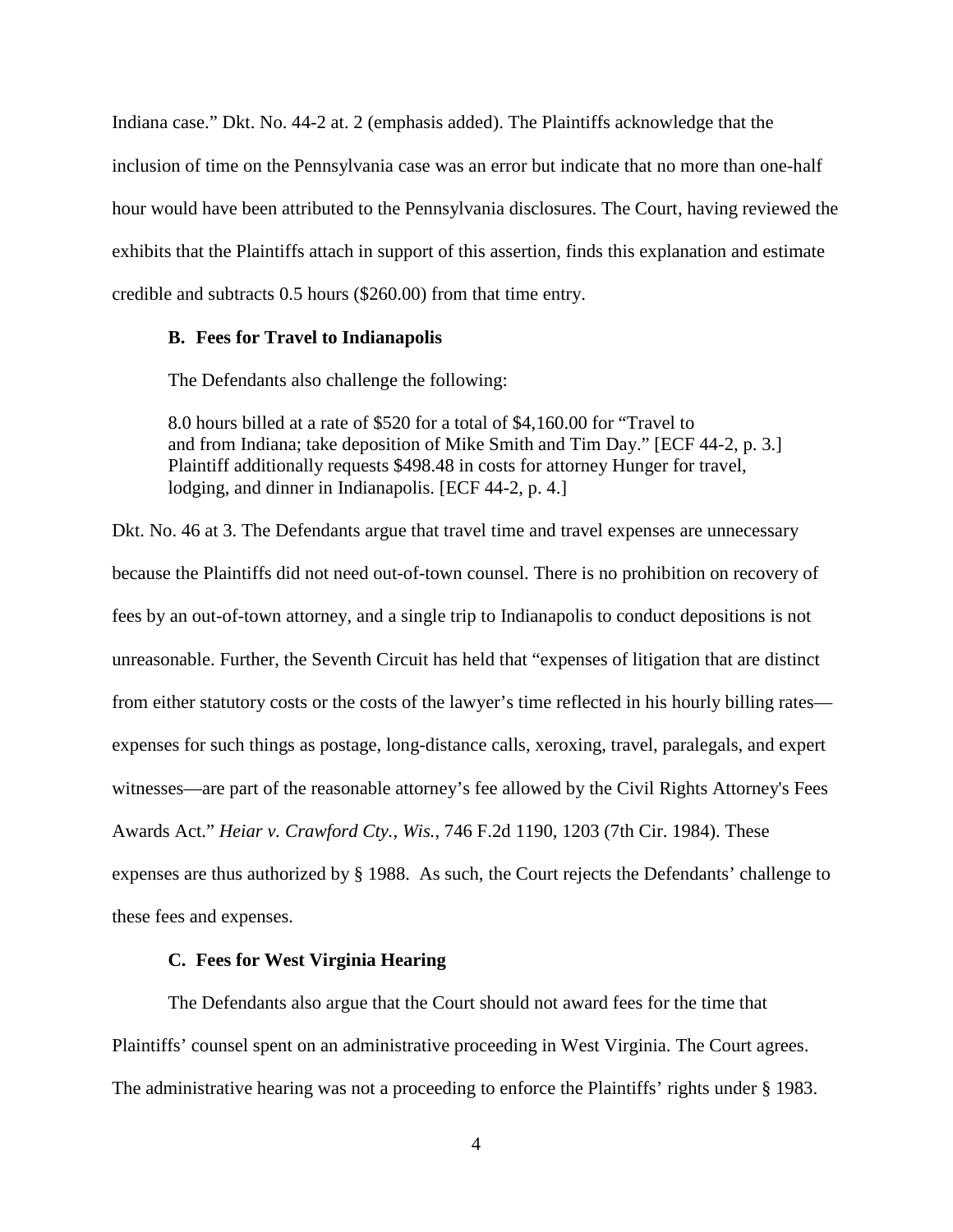Indiana case." Dkt. No. 44-2 at. 2 (emphasis added). The Plaintiffs acknowledge that the inclusion of time on the Pennsylvania case was an error but indicate that no more than one-half hour would have been attributed to the Pennsylvania disclosures. The Court, having reviewed the exhibits that the Plaintiffs attach in support of this assertion, finds this explanation and estimate credible and subtracts 0.5 hours ($260.00) from that time entry.

### B. Fees for Travel to Indianapolis

The Defendants also challenge the following:

> 8.0 hours billed at a rate of $520 for a total of $4,160.00 for "Travel to and from Indiana; take deposition of Mike Smith and Tim Day." [ECF 44-2, p. 3.] Plaintiff additionally requests $498.48 in costs for attorney Hunger for travel, lodging, and dinner in Indianapolis. [ECF 44-2, p. 4.]

Dkt. No. 46 at 3. The Defendants argue that travel time and travel expenses are unnecessary because the Plaintiffs did not need out-of-town counsel. There is no prohibition on recovery of fees by an out-of-town attorney, and a single trip to Indianapolis to conduct depositions is not unreasonable. Further, the Seventh Circuit has held that "expenses of litigation that are distinct from either statutory costs or the costs of the lawyer's time reflected in his hourly billing rates—expenses for such things as postage, long-distance calls, xeroxing, travel, paralegals, and expert witnesses—are part of the reasonable attorney's fee allowed by the Civil Rights Attorney's Fees Awards Act." *Heiar v. Crawford Cty., Wis.*, 746 F.2d 1190, 1203 (7th Cir. 1984). These expenses are thus authorized by § 1988. As such, the Court rejects the Defendants' challenge to these fees and expenses.

### C. Fees for West Virginia Hearing

The Defendants also argue that the Court should not award fees for the time that Plaintiffs' counsel spent on an administrative proceeding in West Virginia. The Court agrees. The administrative hearing was not a proceeding to enforce the Plaintiffs' rights under § 1983.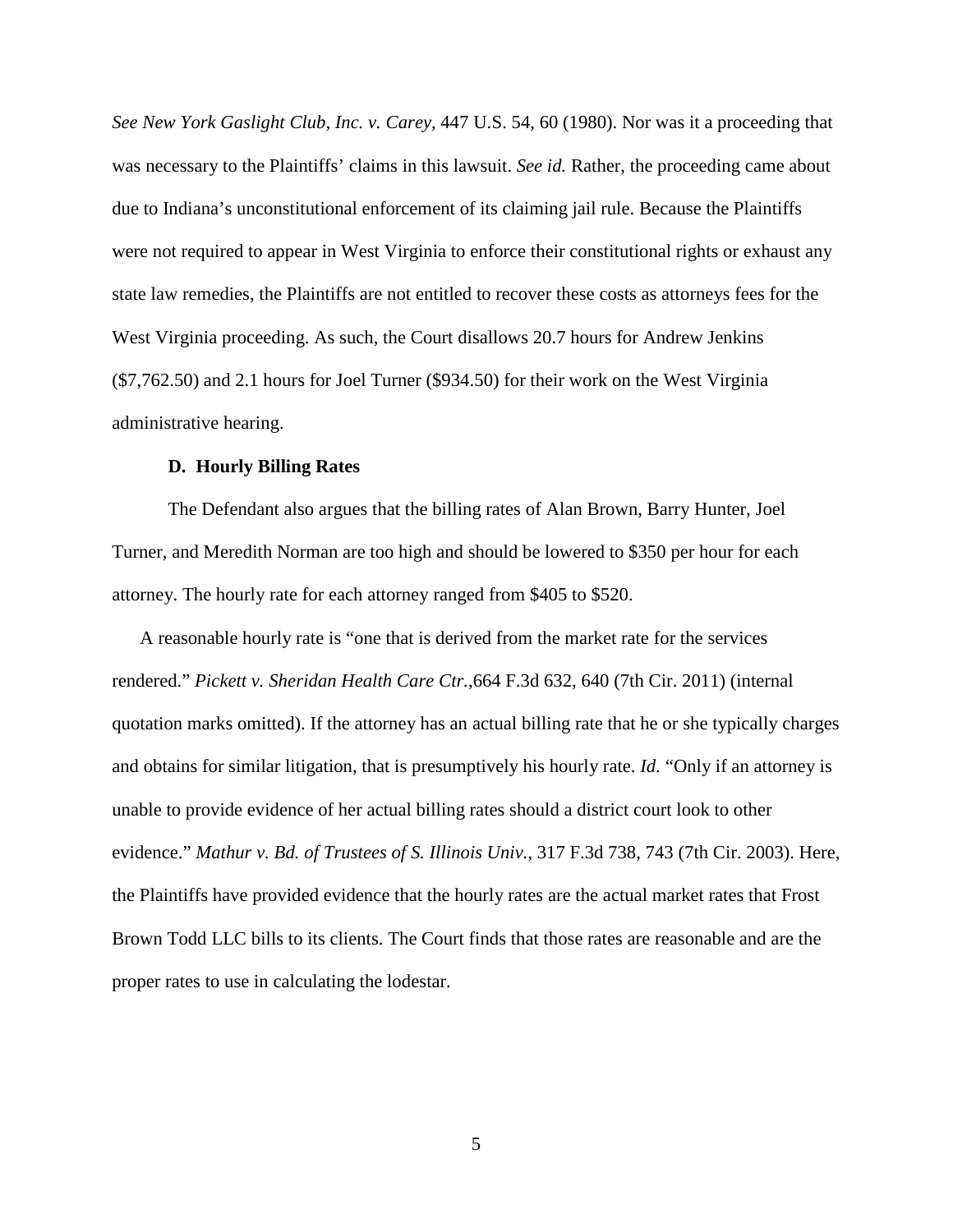*See New York Gaslight Club, Inc. v. Carey*, 447 U.S. 54, 60 (1980). Nor was it a proceeding that was necessary to the Plaintiffs' claims in this lawsuit. *See id.* Rather, the proceeding came about due to Indiana's unconstitutional enforcement of its claiming jail rule. Because the Plaintiffs were not required to appear in West Virginia to enforce their constitutional rights or exhaust any state law remedies, the Plaintiffs are not entitled to recover these costs as attorneys fees for the West Virginia proceeding. As such, the Court disallows 20.7 hours for Andrew Jenkins ($7,762.50) and 2.1 hours for Joel Turner ($934.50) for their work on the West Virginia administrative hearing.

**D. Hourly Billing Rates**

The Defendant also argues that the billing rates of Alan Brown, Barry Hunter, Joel Turner, and Meredith Norman are too high and should be lowered to $350 per hour for each attorney. The hourly rate for each attorney ranged from $405 to $520.

A reasonable hourly rate is "one that is derived from the market rate for the services rendered." *Pickett v. Sheridan Health Care Ctr.*,664 F.3d 632, 640 (7th Cir. 2011) (internal quotation marks omitted). If the attorney has an actual billing rate that he or she typically charges and obtains for similar litigation, that is presumptively his hourly rate. *Id*. "Only if an attorney is unable to provide evidence of her actual billing rates should a district court look to other evidence." *Mathur v. Bd. of Trustees of S. Illinois Univ.*, 317 F.3d 738, 743 (7th Cir. 2003). Here, the Plaintiffs have provided evidence that the hourly rates are the actual market rates that Frost Brown Todd LLC bills to its clients. The Court finds that those rates are reasonable and are the proper rates to use in calculating the lodestar.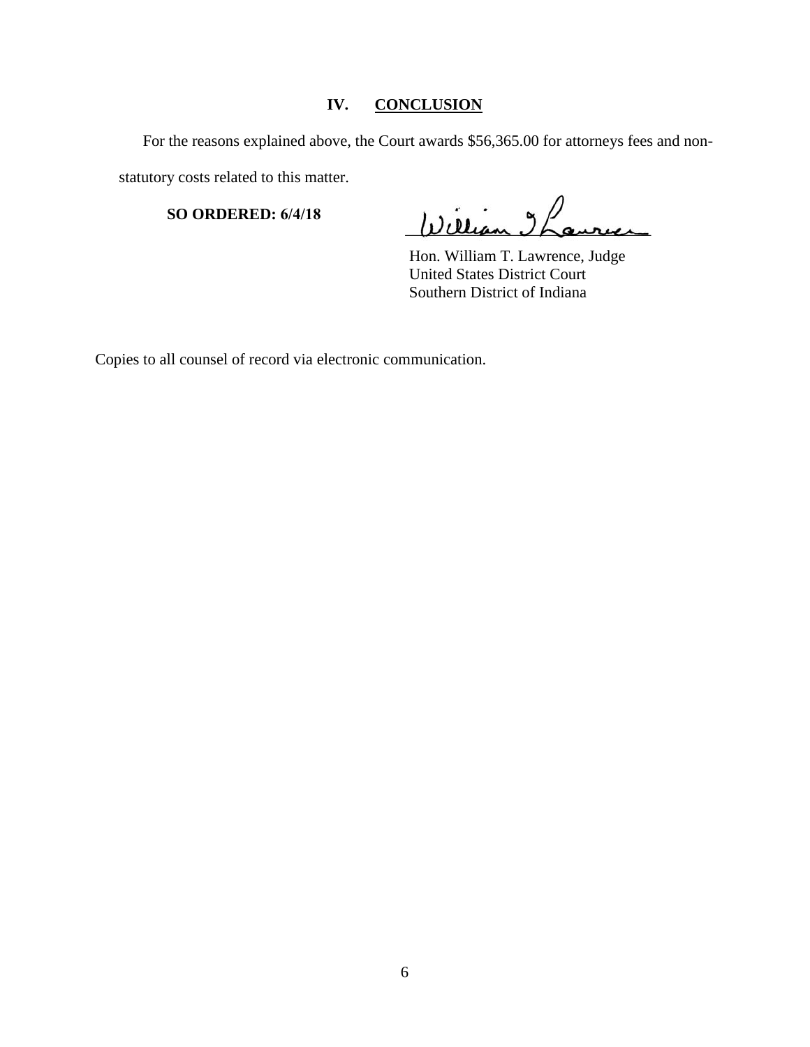## IV. CONCLUSION

For the reasons explained above, the Court awards $56,365.00 for attorneys fees and non-statutory costs related to this matter.

**SO ORDERED: 6/4/18**

Hon. William T. Lawrence, Judge
United States District Court
Southern District of Indiana

Copies to all counsel of record via electronic communication.